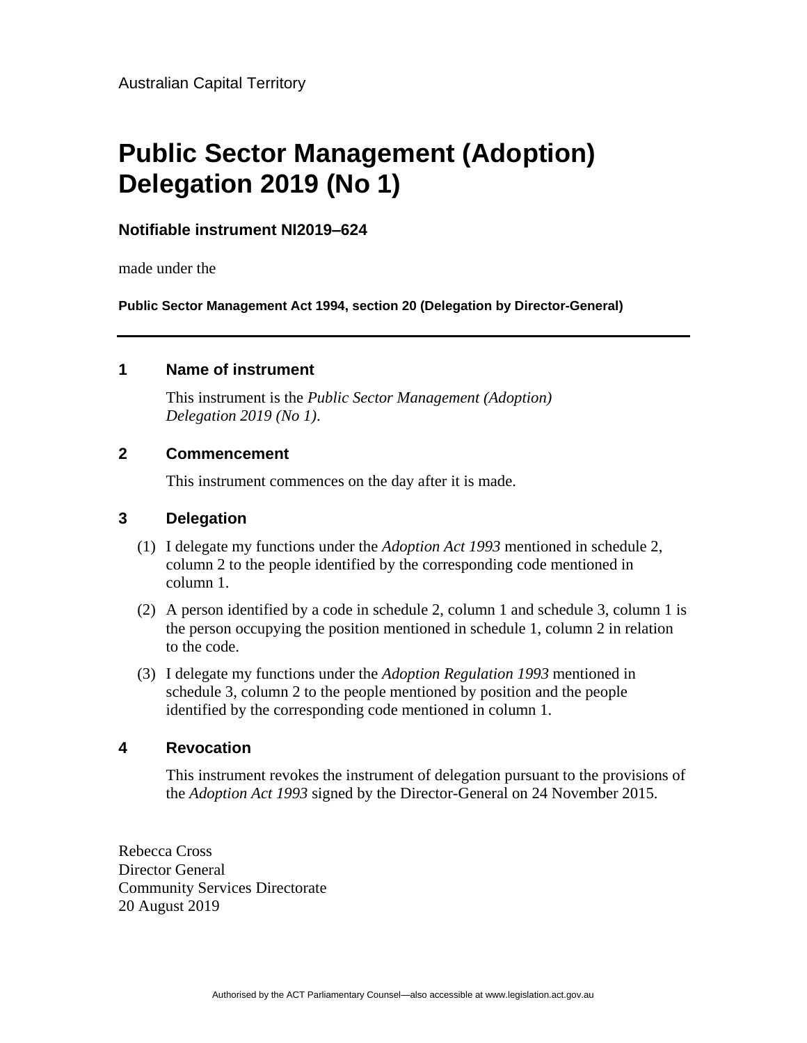Australian Capital Territory

# Public Sector Management (Adoption) Delegation 2019 (No 1)

### Notifiable instrument NI2019–624

made under the

**Public Sector Management Act 1994, section 20 (Delegation by Director-General)**

---

## 1 Name of instrument

This instrument is the *Public Sector Management (Adoption) Delegation 2019 (No 1)*.

## 2 Commencement

This instrument commences on the day after it is made.

## 3 Delegation

(1) I delegate my functions under the *Adoption Act 1993* mentioned in schedule 2, column 2 to the people identified by the corresponding code mentioned in column 1.

(2) A person identified by a code in schedule 2, column 1 and schedule 3, column 1 is the person occupying the position mentioned in schedule 1, column 2 in relation to the code.

(3) I delegate my functions under the *Adoption Regulation 1993* mentioned in schedule 3, column 2 to the people mentioned by position and the people identified by the corresponding code mentioned in column 1.

## 4 Revocation

This instrument revokes the instrument of delegation pursuant to the provisions of the *Adoption Act 1993* signed by the Director-General on 24 November 2015.

Rebecca Cross
Director General
Community Services Directorate
20 August 2019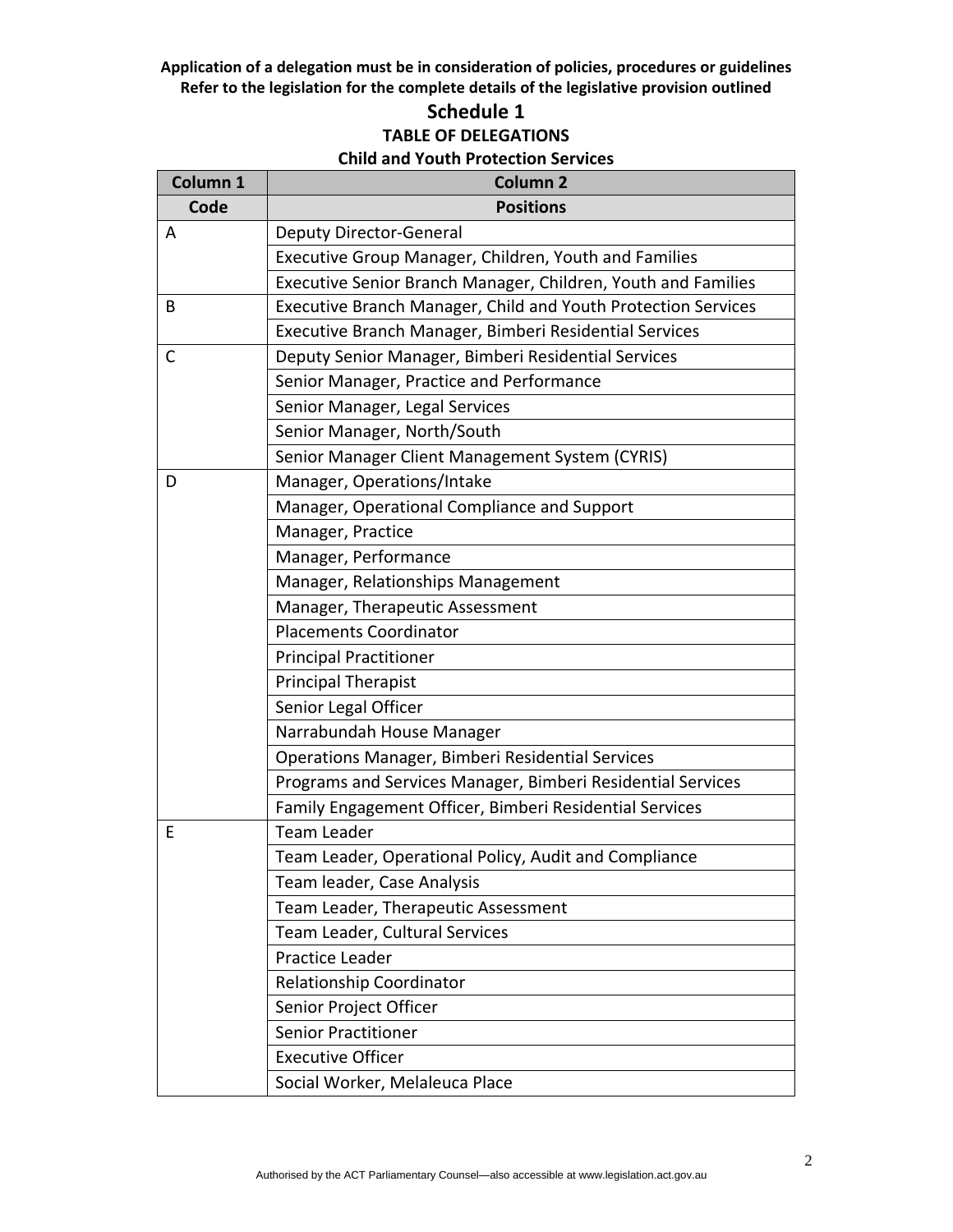**Application of a delegation must be in consideration of policies, procedures or guidelines**
**Refer to the legislation for the complete details of the legislative provision outlined**

# Schedule 1

## TABLE OF DELEGATIONS

### Child and Youth Protection Services

| Column 1 | Column 2 |
|---|---|
| **Code** | **Positions** |
| A | Deputy Director-General |
| | Executive Group Manager, Children, Youth and Families |
| | Executive Senior Branch Manager, Children, Youth and Families |
| B | Executive Branch Manager, Child and Youth Protection Services |
| | Executive Branch Manager, Bimberi Residential Services |
| C | Deputy Senior Manager, Bimberi Residential Services |
| | Senior Manager, Practice and Performance |
| | Senior Manager, Legal Services |
| | Senior Manager, North/South |
| | Senior Manager Client Management System (CYRIS) |
| D | Manager, Operations/Intake |
| | Manager, Operational Compliance and Support |
| | Manager, Practice |
| | Manager, Performance |
| | Manager, Relationships Management |
| | Manager, Therapeutic Assessment |
| | Placements Coordinator |
| | Principal Practitioner |
| | Principal Therapist |
| | Senior Legal Officer |
| | Narrabundah House Manager |
| | Operations Manager, Bimberi Residential Services |
| | Programs and Services Manager, Bimberi Residential Services |
| | Family Engagement Officer, Bimberi Residential Services |
| E | Team Leader |
| | Team Leader, Operational Policy, Audit and Compliance |
| | Team leader, Case Analysis |
| | Team Leader, Therapeutic Assessment |
| | Team Leader, Cultural Services |
| | Practice Leader |
| | Relationship Coordinator |
| | Senior Project Officer |
| | Senior Practitioner |
| | Executive Officer |
| | Social Worker, Melaleuca Place |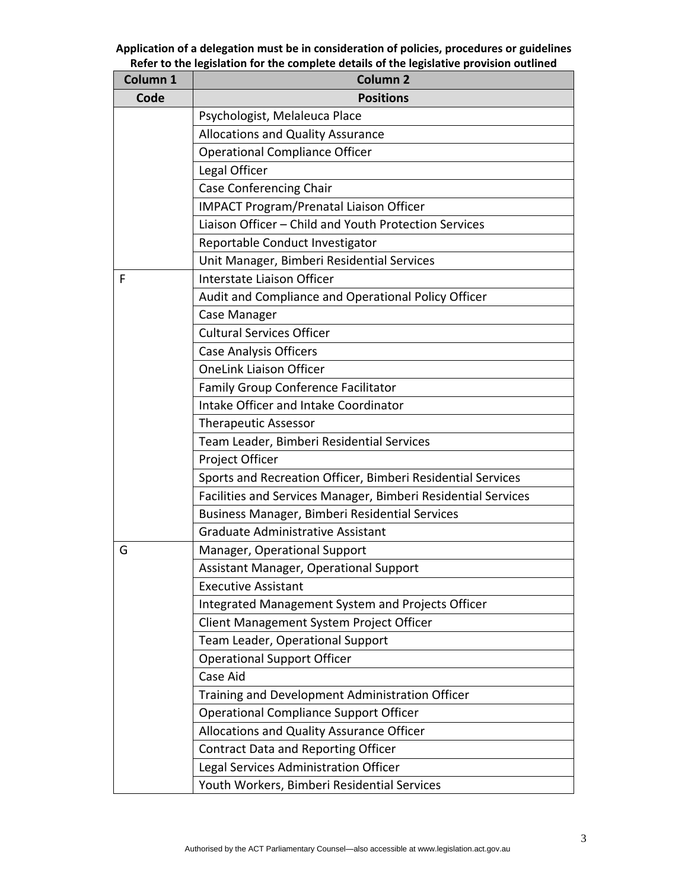**Application of a delegation must be in consideration of policies, procedures or guidelines**
**Refer to the legislation for the complete details of the legislative provision outlined**

| Column 1 | Column 2 |
|---|---|
| **Code** | **Positions** |
| | Psychologist, Melaleuca Place |
| | Allocations and Quality Assurance |
| | Operational Compliance Officer |
| | Legal Officer |
| | Case Conferencing Chair |
| | IMPACT Program/Prenatal Liaison Officer |
| | Liaison Officer – Child and Youth Protection Services |
| | Reportable Conduct Investigator |
| | Unit Manager, Bimberi Residential Services |
| F | Interstate Liaison Officer |
| | Audit and Compliance and Operational Policy Officer |
| | Case Manager |
| | Cultural Services Officer |
| | Case Analysis Officers |
| | OneLink Liaison Officer |
| | Family Group Conference Facilitator |
| | Intake Officer and Intake Coordinator |
| | Therapeutic Assessor |
| | Team Leader, Bimberi Residential Services |
| | Project Officer |
| | Sports and Recreation Officer, Bimberi Residential Services |
| | Facilities and Services Manager, Bimberi Residential Services |
| | Business Manager, Bimberi Residential Services |
| | Graduate Administrative Assistant |
| G | Manager, Operational Support |
| | Assistant Manager, Operational Support |
| | Executive Assistant |
| | Integrated Management System and Projects Officer |
| | Client Management System Project Officer |
| | Team Leader, Operational Support |
| | Operational Support Officer |
| | Case Aid |
| | Training and Development Administration Officer |
| | Operational Compliance Support Officer |
| | Allocations and Quality Assurance Officer |
| | Contract Data and Reporting Officer |
| | Legal Services Administration Officer |
| | Youth Workers, Bimberi Residential Services |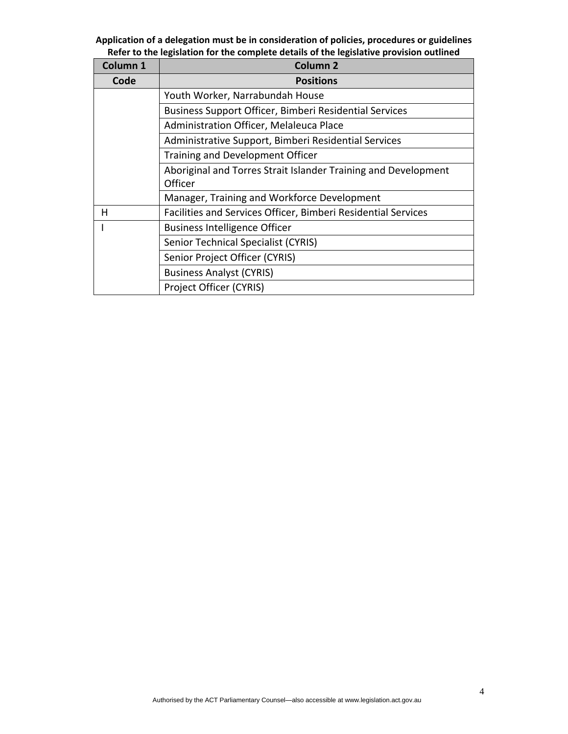**Application of a delegation must be in consideration of policies, procedures or guidelines**
**Refer to the legislation for the complete details of the legislative provision outlined**

| Column 1 | Column 2 |
|---|---|
| **Code** | **Positions** |
| | Youth Worker, Narrabundah House |
| | Business Support Officer, Bimberi Residential Services |
| | Administration Officer, Melaleuca Place |
| | Administrative Support, Bimberi Residential Services |
| | Training and Development Officer |
| | Aboriginal and Torres Strait Islander Training and Development Officer |
| | Manager, Training and Workforce Development |
| H | Facilities and Services Officer, Bimberi Residential Services |
| I | Business Intelligence Officer |
| | Senior Technical Specialist (CYRIS) |
| | Senior Project Officer (CYRIS) |
| | Business Analyst (CYRIS) |
| | Project Officer (CYRIS) |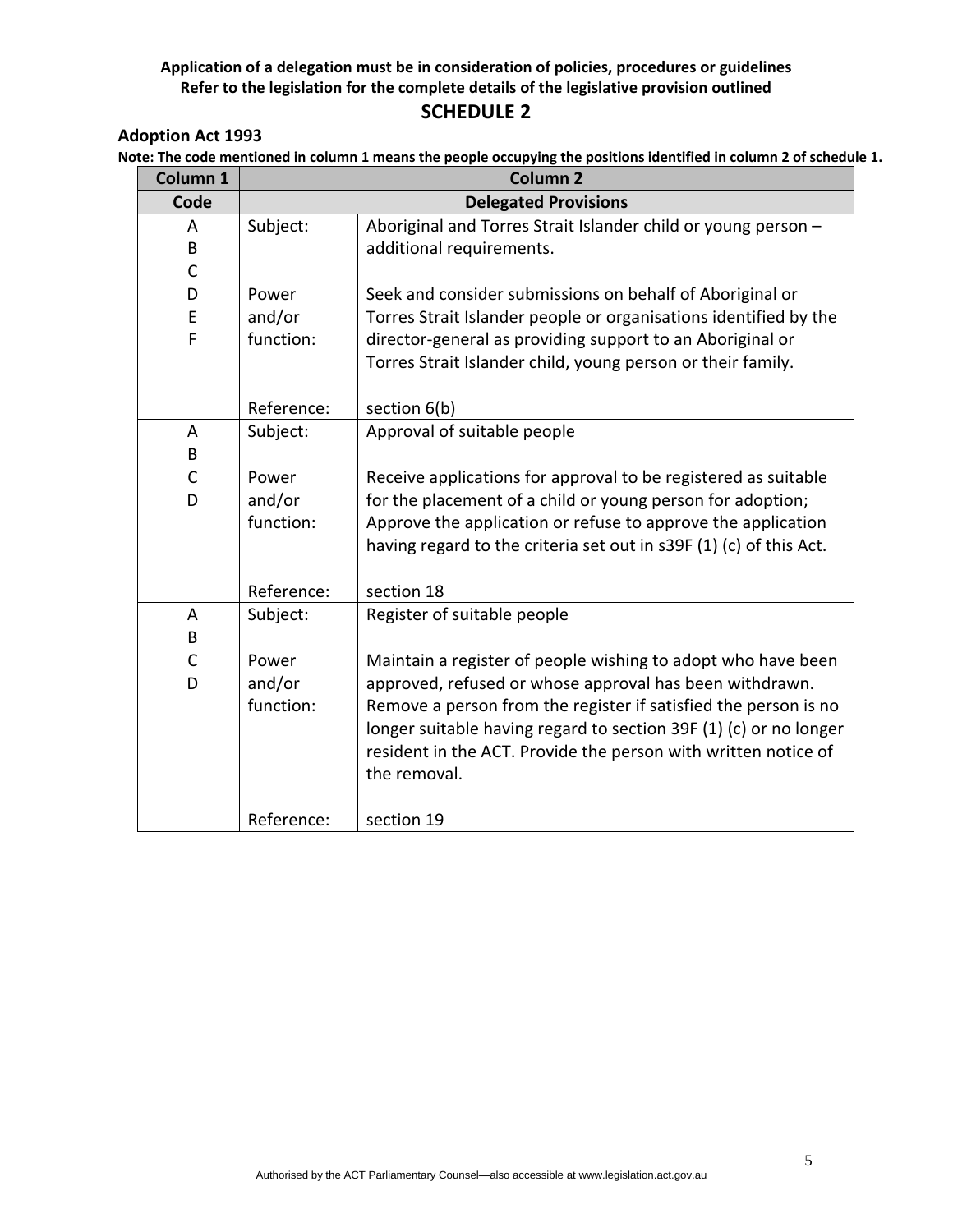**Application of a delegation must be in consideration of policies, procedures or guidelines**
**Refer to the legislation for the complete details of the legislative provision outlined**

## SCHEDULE 2

### Adoption Act 1993

**Note: The code mentioned in column 1 means the people occupying the positions identified in column 2 of schedule 1.**

| Column 1 | Column 2 | |
|---|---|---|
| **Code** | **Delegated Provisions** | |
| A B C D E F | Subject: | Aboriginal and Torres Strait Islander child or young person – additional requirements. |
| | Power and/or function: | Seek and consider submissions on behalf of Aboriginal or Torres Strait Islander people or organisations identified by the director-general as providing support to an Aboriginal or Torres Strait Islander child, young person or their family. |
| | Reference: | section 6(b) |
| A B C D | Subject: | Approval of suitable people |
| | Power and/or function: | Receive applications for approval to be registered as suitable for the placement of a child or young person for adoption; Approve the application or refuse to approve the application having regard to the criteria set out in s39F (1) (c) of this Act. |
| | Reference: | section 18 |
| A B C D | Subject: | Register of suitable people |
| | Power and/or function: | Maintain a register of people wishing to adopt who have been approved, refused or whose approval has been withdrawn. Remove a person from the register if satisfied the person is no longer suitable having regard to section 39F (1) (c) or no longer resident in the ACT. Provide the person with written notice of the removal. |
| | Reference: | section 19 |

Authorised by the ACT Parliamentary Counsel—also accessible at www.legislation.act.gov.au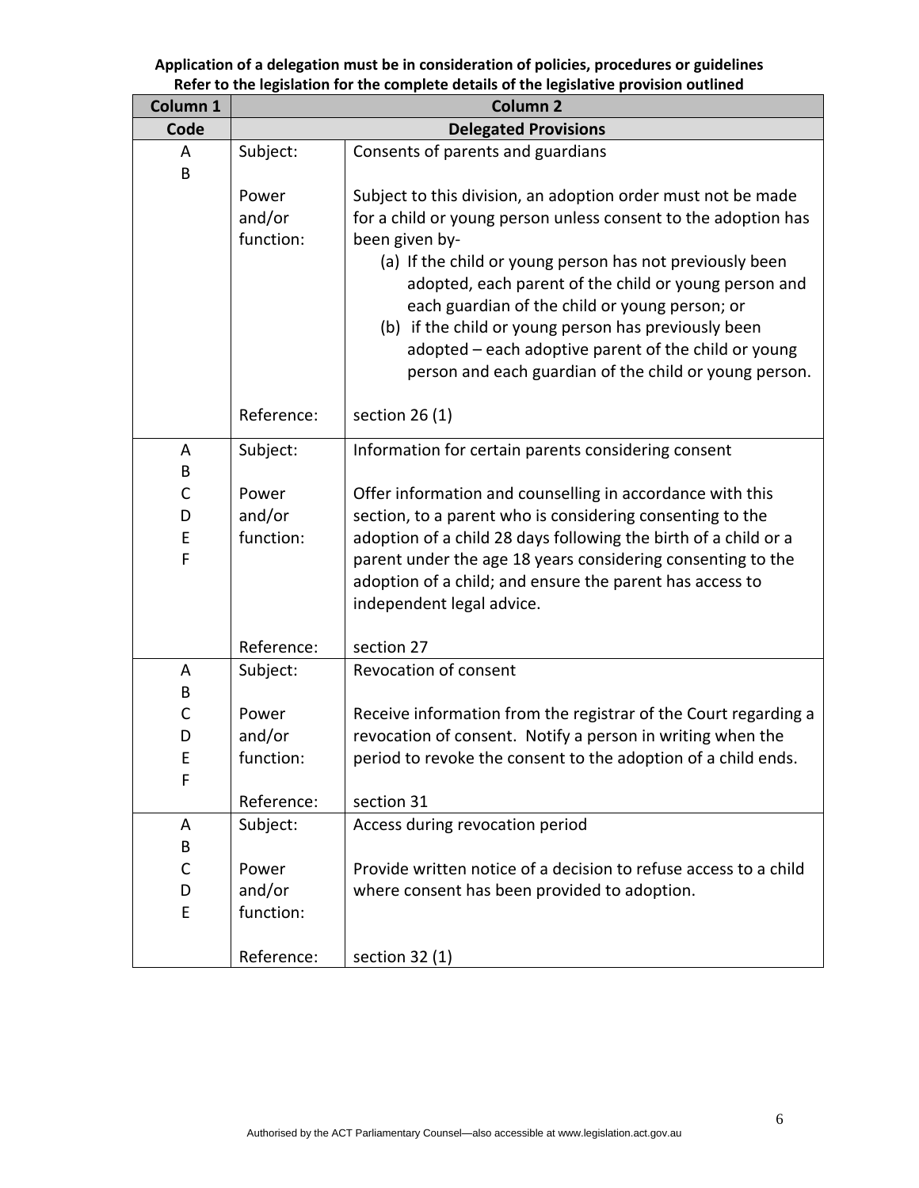**Application of a delegation must be in consideration of policies, procedures or guidelines**
**Refer to the legislation for the complete details of the legislative provision outlined**

| Column 1 | Column 2 | |
|---|---|---|
| **Code** | **Delegated Provisions** | |
| A<br>B | Subject: | Consents of parents and guardians |
| | Power and/or function: | Subject to this division, an adoption order must not be made for a child or young person unless consent to the adoption has been given by-<br>(a) If the child or young person has not previously been adopted, each parent of the child or young person and each guardian of the child or young person; or<br>(b) if the child or young person has previously been adopted – each adoptive parent of the child or young person and each guardian of the child or young person. |
| | Reference: | section 26 (1) |
| A<br>B<br>C<br>D<br>E<br>F | Subject: | Information for certain parents considering consent |
| | Power and/or function: | Offer information and counselling in accordance with this section, to a parent who is considering consenting to the adoption of a child 28 days following the birth of a child or a parent under the age 18 years considering consenting to the adoption of a child; and ensure the parent has access to independent legal advice. |
| | Reference: | section 27 |
| A<br>B<br>C<br>D<br>E<br>F | Subject: | Revocation of consent |
| | Power and/or function: | Receive information from the registrar of the Court regarding a revocation of consent. Notify a person in writing when the period to revoke the consent to the adoption of a child ends. |
| | Reference: | section 31 |
| A<br>B<br>C<br>D<br>E | Subject: | Access during revocation period |
| | Power and/or function: | Provide written notice of a decision to refuse access to a child where consent has been provided to adoption. |
| | Reference: | section 32 (1) |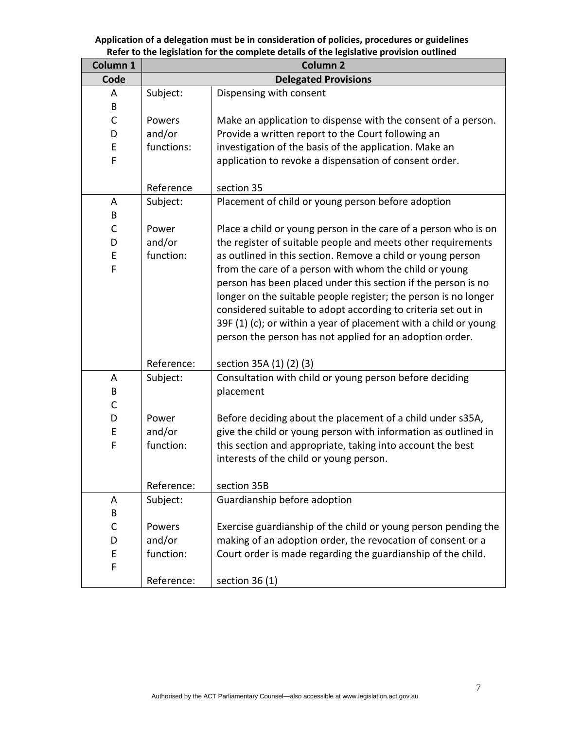**Application of a delegation must be in consideration of policies, procedures or guidelines**
**Refer to the legislation for the complete details of the legislative provision outlined**

| Column 1 | Column 2 | |
|---|---|---|
| **Code** | **Delegated Provisions** | |
| A<br>B<br>C<br>D<br>E<br>F | Subject: | Dispensing with consent |
| | Powers and/or functions: | Make an application to dispense with the consent of a person. Provide a written report to the Court following an investigation of the basis of the application. Make an application to revoke a dispensation of consent order. |
| | Reference | section 35 |
| A<br>B<br>C<br>D<br>E<br>F | Subject: | Placement of child or young person before adoption |
| | Power and/or function: | Place a child or young person in the care of a person who is on the register of suitable people and meets other requirements as outlined in this section. Remove a child or young person from the care of a person with whom the child or young person has been placed under this section if the person is no longer on the suitable people register; the person is no longer considered suitable to adopt according to criteria set out in 39F (1) (c); or within a year of placement with a child or young person the person has not applied for an adoption order. |
| | Reference: | section 35A (1) (2) (3) |
| A<br>B<br>C<br>D<br>E<br>F | Subject: | Consultation with child or young person before deciding placement |
| | Power and/or function: | Before deciding about the placement of a child under s35A, give the child or young person with information as outlined in this section and appropriate, taking into account the best interests of the child or young person. |
| | Reference: | section 35B |
| A<br>B<br>C<br>D<br>E<br>F | Subject: | Guardianship before adoption |
| | Powers and/or function: | Exercise guardianship of the child or young person pending the making of an adoption order, the revocation of consent or a Court order is made regarding the guardianship of the child. |
| | Reference: | section 36 (1) |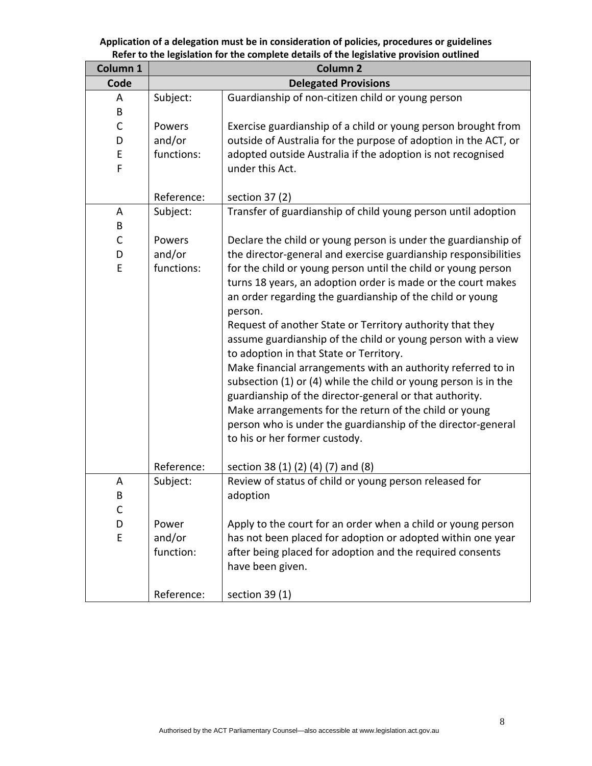**Application of a delegation must be in consideration of policies, procedures or guidelines**
**Refer to the legislation for the complete details of the legislative provision outlined**

| Column 1 | Column 2 | |
|---|---|---|
| **Code** | **Delegated Provisions** | |
| A<br>B<br>C<br>D<br>E<br>F | Subject: | Guardianship of non-citizen child or young person |
| | Powers and/or functions: | Exercise guardianship of a child or young person brought from outside of Australia for the purpose of adoption in the ACT, or adopted outside Australia if the adoption is not recognised under this Act. |
| | Reference: | section 37 (2) |
| A<br>B<br>C<br>D<br>E | Subject: | Transfer of guardianship of child young person until adoption |
| | Powers and/or functions: | Declare the child or young person is under the guardianship of the director-general and exercise guardianship responsibilities for the child or young person until the child or young person turns 18 years, an adoption order is made or the court makes an order regarding the guardianship of the child or young person.<br>Request of another State or Territory authority that they assume guardianship of the child or young person with a view to adoption in that State or Territory.<br>Make financial arrangements with an authority referred to in subsection (1) or (4) while the child or young person is in the guardianship of the director-general or that authority.<br>Make arrangements for the return of the child or young person who is under the guardianship of the director-general to his or her former custody. |
| | Reference: | section 38 (1) (2) (4) (7) and (8) |
| A<br>B<br>C<br>D<br>E | Subject: | Review of status of child or young person released for adoption |
| | Power and/or function: | Apply to the court for an order when a child or young person has not been placed for adoption or adopted within one year after being placed for adoption and the required consents have been given. |
| | Reference: | section 39 (1) |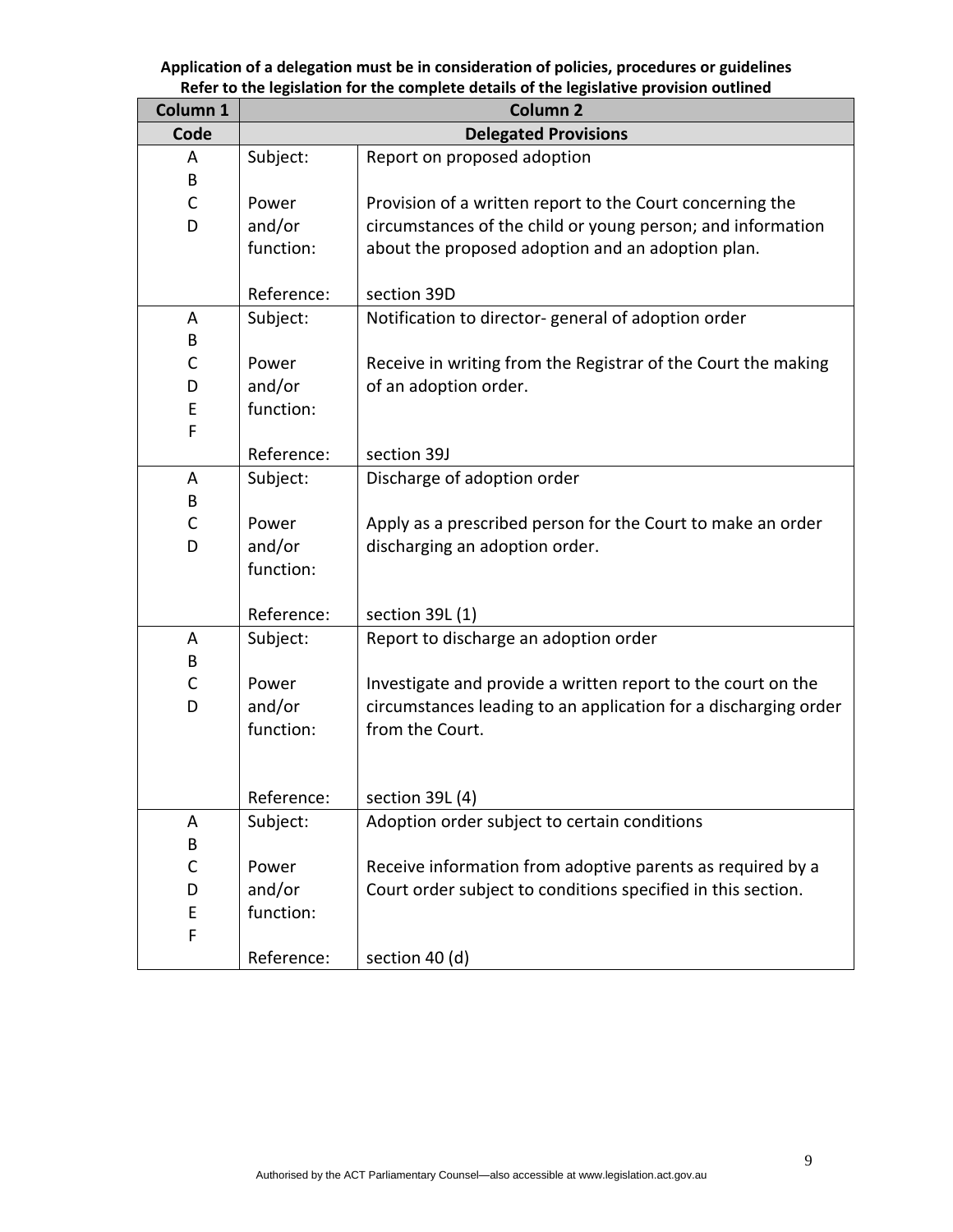**Application of a delegation must be in consideration of policies, procedures or guidelines**
**Refer to the legislation for the complete details of the legislative provision outlined**

| Column 1 | Column 2 | |
|---|---|---|
| **Code** | **Delegated Provisions** | |
| A B C D | Subject: | Report on proposed adoption |
| | Power and/or function: | Provision of a written report to the Court concerning the circumstances of the child or young person; and information about the proposed adoption and an adoption plan. |
| | Reference: | section 39D |
| A B C D E F | Subject: | Notification to director- general of adoption order |
| | Power and/or function: | Receive in writing from the Registrar of the Court the making of an adoption order. |
| | Reference: | section 39J |
| A B C D | Subject: | Discharge of adoption order |
| | Power and/or function: | Apply as a prescribed person for the Court to make an order discharging an adoption order. |
| | Reference: | section 39L (1) |
| A B C D | Subject: | Report to discharge an adoption order |
| | Power and/or function: | Investigate and provide a written report to the court on the circumstances leading to an application for a discharging order from the Court. |
| | Reference: | section 39L (4) |
| A B C D E F | Subject: | Adoption order subject to certain conditions |
| | Power and/or function: | Receive information from adoptive parents as required by a Court order subject to conditions specified in this section. |
| | Reference: | section 40 (d) |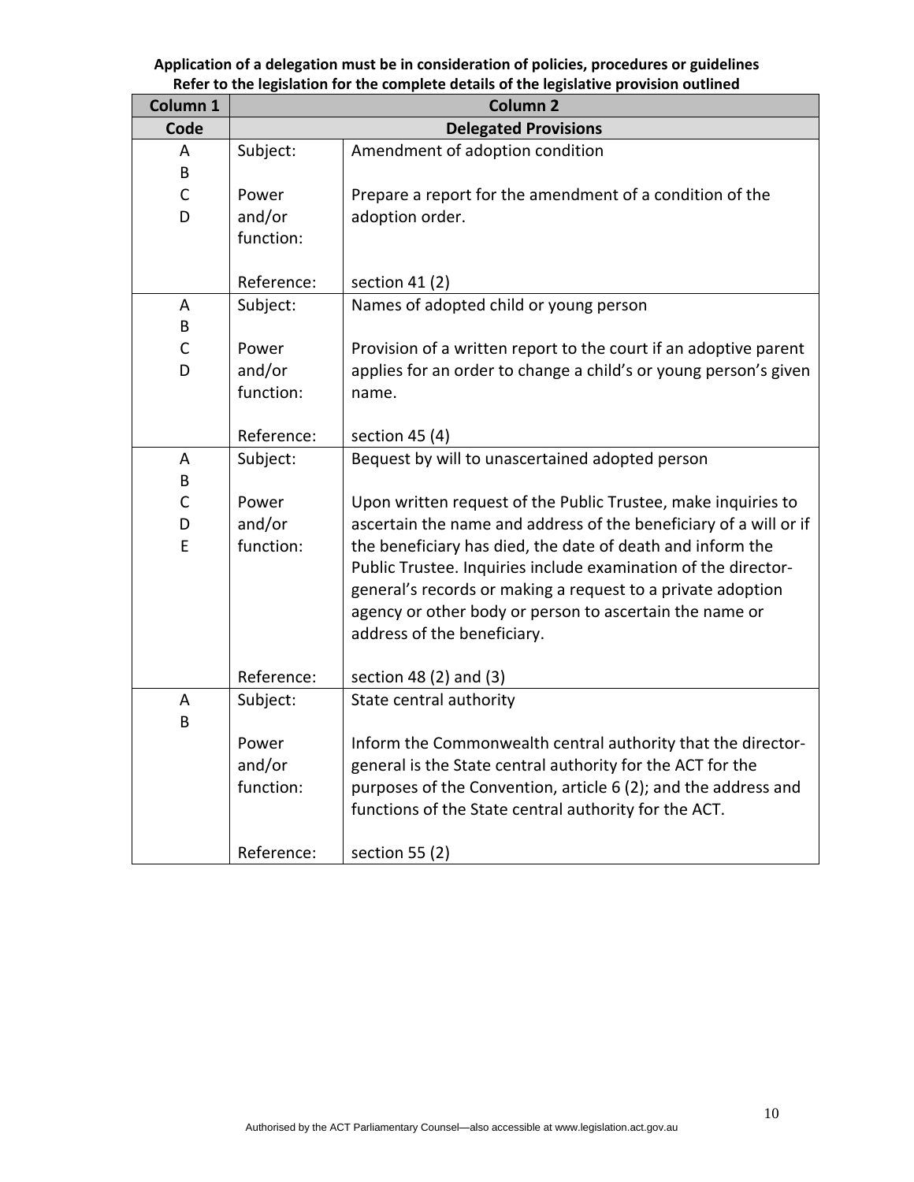**Application of a delegation must be in consideration of policies, procedures or guidelines**
**Refer to the legislation for the complete details of the legislative provision outlined**

| Column 1 | Column 2 | |
|---|---|---|
| **Code** | **Delegated Provisions** | |
| A<br>B<br>C<br>D | Subject: | Amendment of adoption condition |
| | Power and/or function: | Prepare a report for the amendment of a condition of the adoption order. |
| | Reference: | section 41 (2) |
| A<br>B<br>C<br>D | Subject: | Names of adopted child or young person |
| | Power and/or function: | Provision of a written report to the court if an adoptive parent applies for an order to change a child's or young person's given name. |
| | Reference: | section 45 (4) |
| A<br>B<br>C<br>D<br>E | Subject: | Bequest by will to unascertained adopted person |
| | Power and/or function: | Upon written request of the Public Trustee, make inquiries to ascertain the name and address of the beneficiary of a will or if the beneficiary has died, the date of death and inform the Public Trustee. Inquiries include examination of the director-general's records or making a request to a private adoption agency or other body or person to ascertain the name or address of the beneficiary. |
| | Reference: | section 48 (2) and (3) |
| A<br>B | Subject: | State central authority |
| | Power and/or function: | Inform the Commonwealth central authority that the director-general is the State central authority for the ACT for the purposes of the Convention, article 6 (2); and the address and functions of the State central authority for the ACT. |
| | Reference: | section 55 (2) |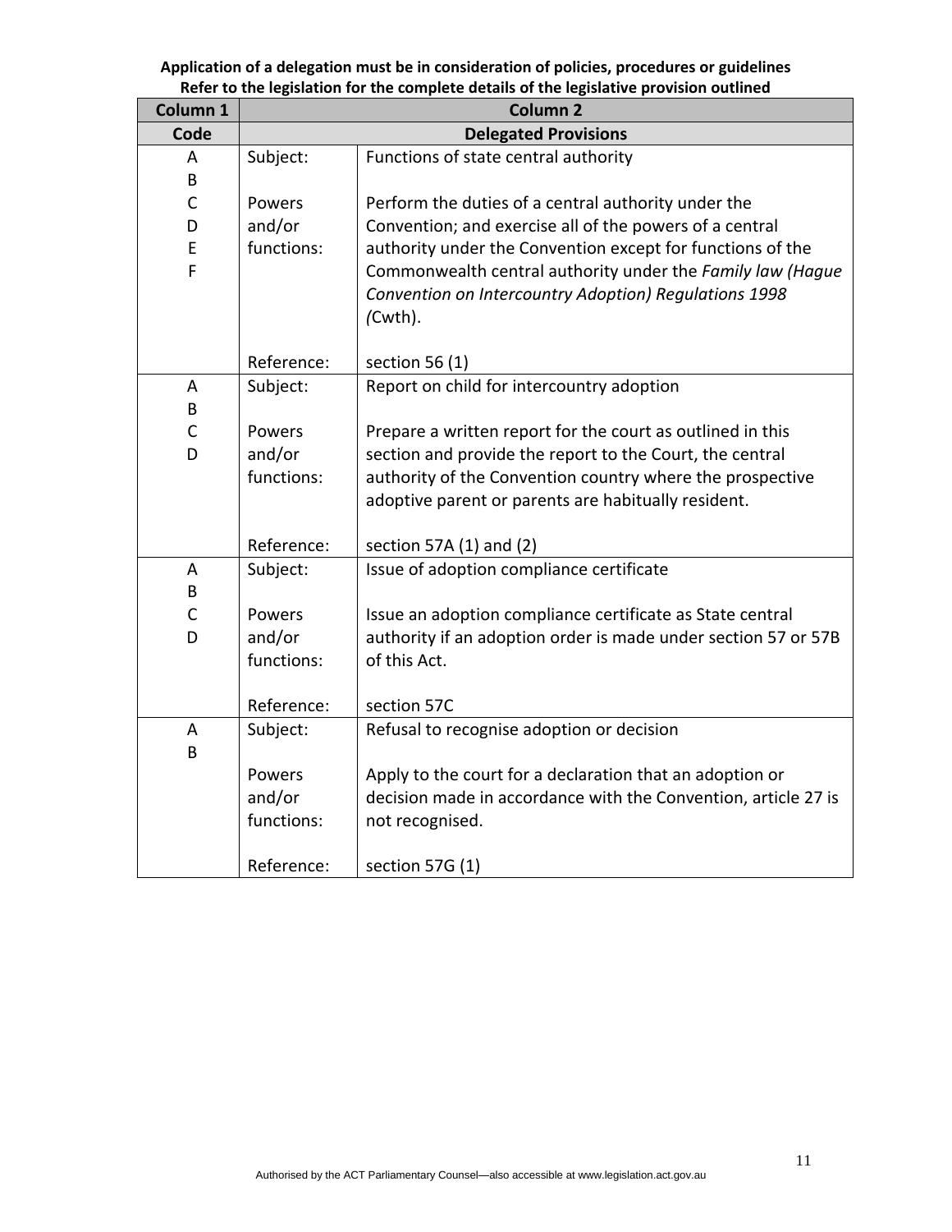**Application of a delegation must be in consideration of policies, procedures or guidelines**
**Refer to the legislation for the complete details of the legislative provision outlined**

| Column 1 | Column 2 | |
|---|---|---|
| **Code** | **Delegated Provisions** | |
| A<br>B<br>C<br>D<br>E<br>F | Subject: | Functions of state central authority |
| | Powers and/or functions: | Perform the duties of a central authority under the Convention; and exercise all of the powers of a central authority under the Convention except for functions of the Commonwealth central authority under the *Family law (Hague Convention on Intercountry Adoption) Regulations 1998* (Cwth). |
| | Reference: | section 56 (1) |
| A<br>B<br>C<br>D | Subject: | Report on child for intercountry adoption |
| | Powers and/or functions: | Prepare a written report for the court as outlined in this section and provide the report to the Court, the central authority of the Convention country where the prospective adoptive parent or parents are habitually resident. |
| | Reference: | section 57A (1) and (2) |
| A<br>B<br>C<br>D | Subject: | Issue of adoption compliance certificate |
| | Powers and/or functions: | Issue an adoption compliance certificate as State central authority if an adoption order is made under section 57 or 57B of this Act. |
| | Reference: | section 57C |
| A<br>B | Subject: | Refusal to recognise adoption or decision |
| | Powers and/or functions: | Apply to the court for a declaration that an adoption or decision made in accordance with the Convention, article 27 is not recognised. |
| | Reference: | section 57G (1) |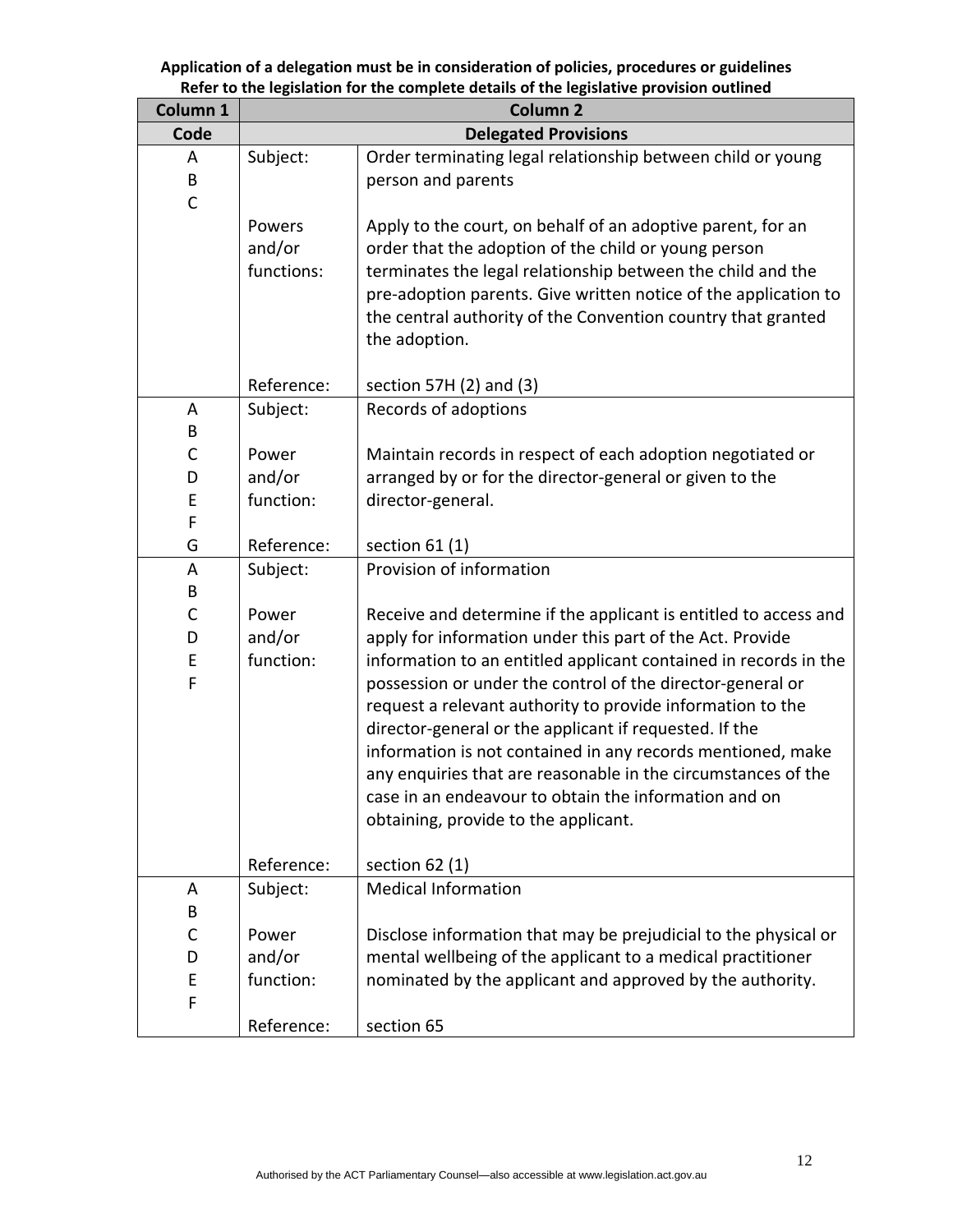**Application of a delegation must be in consideration of policies, procedures or guidelines**
**Refer to the legislation for the complete details of the legislative provision outlined**

| Column 1 | Column 2 | |
|---|---|---|
| **Code** | **Delegated Provisions** | |
| A<br>B<br>C | Subject: | Order terminating legal relationship between child or young person and parents |
| | Powers and/or functions: | Apply to the court, on behalf of an adoptive parent, for an order that the adoption of the child or young person terminates the legal relationship between the child and the pre-adoption parents. Give written notice of the application to the central authority of the Convention country that granted the adoption. |
| | Reference: | section 57H (2) and (3) |
| A<br>B<br>C<br>D<br>E<br>F<br>G | Subject: | Records of adoptions |
| | Power and/or function: | Maintain records in respect of each adoption negotiated or arranged by or for the director-general or given to the director-general. |
| | Reference: | section 61 (1) |
| A<br>B<br>C<br>D<br>E<br>F | Subject: | Provision of information |
| | Power and/or function: | Receive and determine if the applicant is entitled to access and apply for information under this part of the Act. Provide information to an entitled applicant contained in records in the possession or under the control of the director-general or request a relevant authority to provide information to the director-general or the applicant if requested. If the information is not contained in any records mentioned, make any enquiries that are reasonable in the circumstances of the case in an endeavour to obtain the information and on obtaining, provide to the applicant. |
| | Reference: | section 62 (1) |
| A<br>B<br>C<br>D<br>E<br>F | Subject: | Medical Information |
| | Power and/or function: | Disclose information that may be prejudicial to the physical or mental wellbeing of the applicant to a medical practitioner nominated by the applicant and approved by the authority. |
| | Reference: | section 65 |

Authorised by the ACT Parliamentary Counsel—also accessible at www.legislation.act.gov.au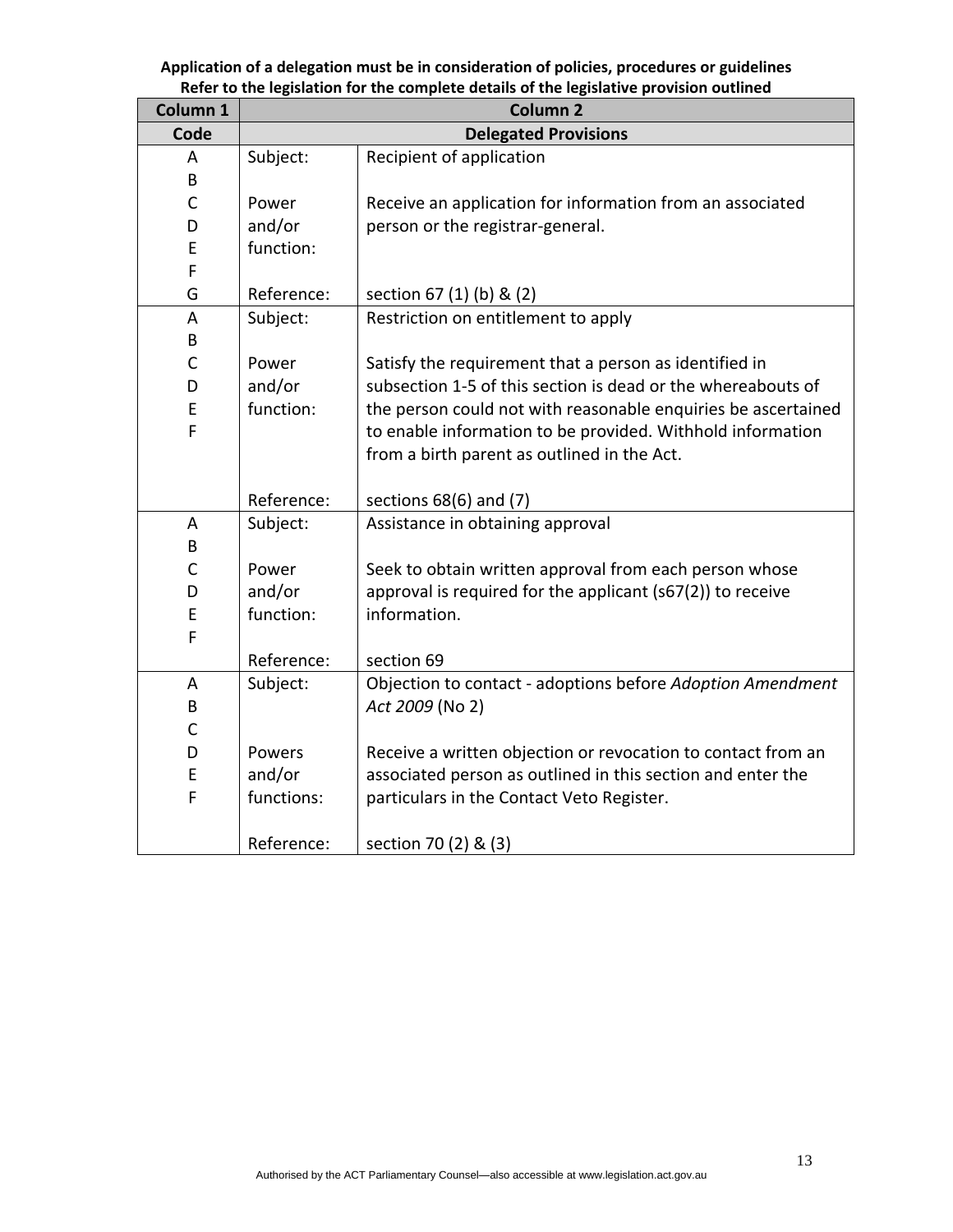**Application of a delegation must be in consideration of policies, procedures or guidelines**
**Refer to the legislation for the complete details of the legislative provision outlined**

| Column 1 | Column 2 | |
|---|---|---|
| **Code** | **Delegated Provisions** | |
| A<br>B<br>C<br>D<br>E<br>F<br>G | Subject:<br><br>Power and/or function:<br><br>Reference: | Recipient of application<br><br>Receive an application for information from an associated person or the registrar-general.<br><br>section 67 (1) (b) & (2) |
| A<br>B<br>C<br>D<br>E<br>F | Subject:<br><br>Power and/or function:<br><br>Reference: | Restriction on entitlement to apply<br><br>Satisfy the requirement that a person as identified in subsection 1-5 of this section is dead or the whereabouts of the person could not with reasonable enquiries be ascertained to enable information to be provided. Withhold information from a birth parent as outlined in the Act.<br><br>sections 68(6) and (7) |
| A<br>B<br>C<br>D<br>E<br>F | Subject:<br><br>Power and/or function:<br><br>Reference: | Assistance in obtaining approval<br><br>Seek to obtain written approval from each person whose approval is required for the applicant (s67(2)) to receive information.<br><br>section 69 |
| A<br>B<br>C<br>D<br>E<br>F | Subject:<br><br>Powers and/or functions:<br><br>Reference: | Objection to contact - adoptions before *Adoption Amendment Act 2009* (No 2)<br><br>Receive a written objection or revocation to contact from an associated person as outlined in this section and enter the particulars in the Contact Veto Register.<br><br>section 70 (2) & (3) |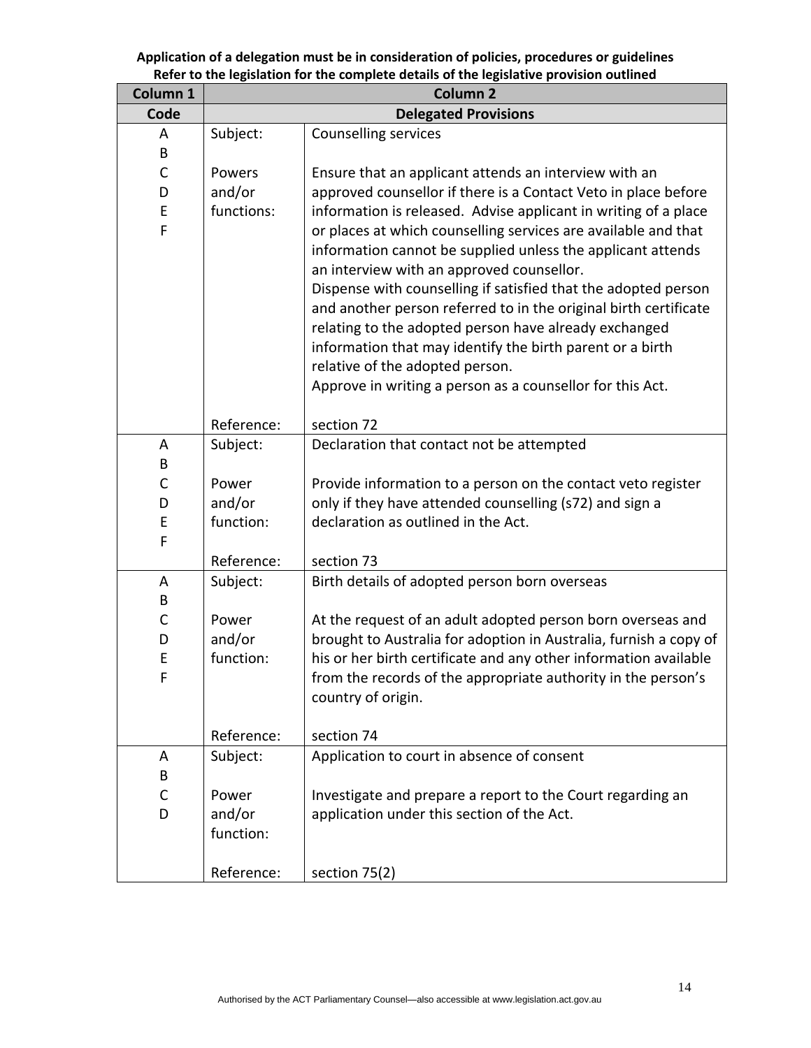**Application of a delegation must be in consideration of policies, procedures or guidelines**
**Refer to the legislation for the complete details of the legislative provision outlined**

| Column 1 | Column 2 | |
|---|---|---|
| **Code** | **Delegated Provisions** | |
| A<br>B<br>C<br>D<br>E<br>F | Subject: | Counselling services |
| | Powers and/or functions: | Ensure that an applicant attends an interview with an approved counsellor if there is a Contact Veto in place before information is released. Advise applicant in writing of a place or places at which counselling services are available and that information cannot be supplied unless the applicant attends an interview with an approved counsellor.<br>Dispense with counselling if satisfied that the adopted person and another person referred to in the original birth certificate relating to the adopted person have already exchanged information that may identify the birth parent or a birth relative of the adopted person.<br>Approve in writing a person as a counsellor for this Act. |
| | Reference: | section 72 |
| A<br>B<br>C<br>D<br>E<br>F | Subject: | Declaration that contact not be attempted |
| | Power and/or function: | Provide information to a person on the contact veto register only if they have attended counselling (s72) and sign a declaration as outlined in the Act. |
| | Reference: | section 73 |
| A<br>B<br>C<br>D<br>E<br>F | Subject: | Birth details of adopted person born overseas |
| | Power and/or function: | At the request of an adult adopted person born overseas and brought to Australia for adoption in Australia, furnish a copy of his or her birth certificate and any other information available from the records of the appropriate authority in the person's country of origin. |
| | Reference: | section 74 |
| A<br>B<br>C<br>D | Subject: | Application to court in absence of consent |
| | Power and/or function: | Investigate and prepare a report to the Court regarding an application under this section of the Act. |
| | Reference: | section 75(2) |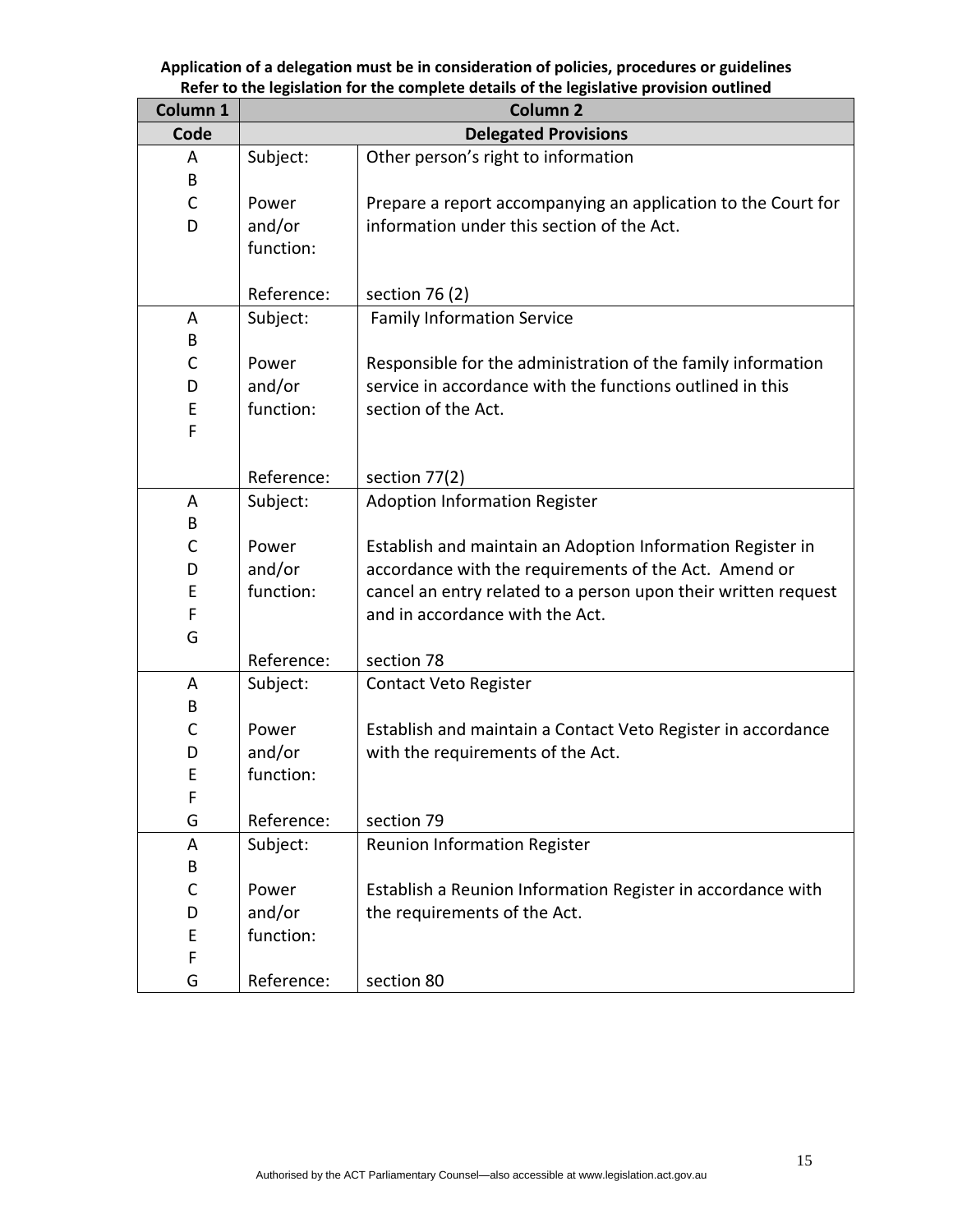**Application of a delegation must be in consideration of policies, procedures or guidelines**
**Refer to the legislation for the complete details of the legislative provision outlined**

| Column 1 | Column 2 | |
|---|---|---|
| **Code** | **Delegated Provisions** | |
| A<br>B<br>C<br>D | Subject: | Other person's right to information |
| | Power and/or function: | Prepare a report accompanying an application to the Court for information under this section of the Act. |
| | Reference: | section 76 (2) |
| A<br>B<br>C<br>D<br>E<br>F | Subject: | Family Information Service |
| | Power and/or function: | Responsible for the administration of the family information service in accordance with the functions outlined in this section of the Act. |
| | Reference: | section 77(2) |
| A<br>B<br>C<br>D<br>E<br>F<br>G | Subject: | Adoption Information Register |
| | Power and/or function: | Establish and maintain an Adoption Information Register in accordance with the requirements of the Act. Amend or cancel an entry related to a person upon their written request and in accordance with the Act. |
| | Reference: | section 78 |
| A<br>B<br>C<br>D<br>E<br>F<br>G | Subject: | Contact Veto Register |
| | Power and/or function: | Establish and maintain a Contact Veto Register in accordance with the requirements of the Act. |
| | Reference: | section 79 |
| A<br>B<br>C<br>D<br>E<br>F<br>G | Subject: | Reunion Information Register |
| | Power and/or function: | Establish a Reunion Information Register in accordance with the requirements of the Act. |
| | Reference: | section 80 |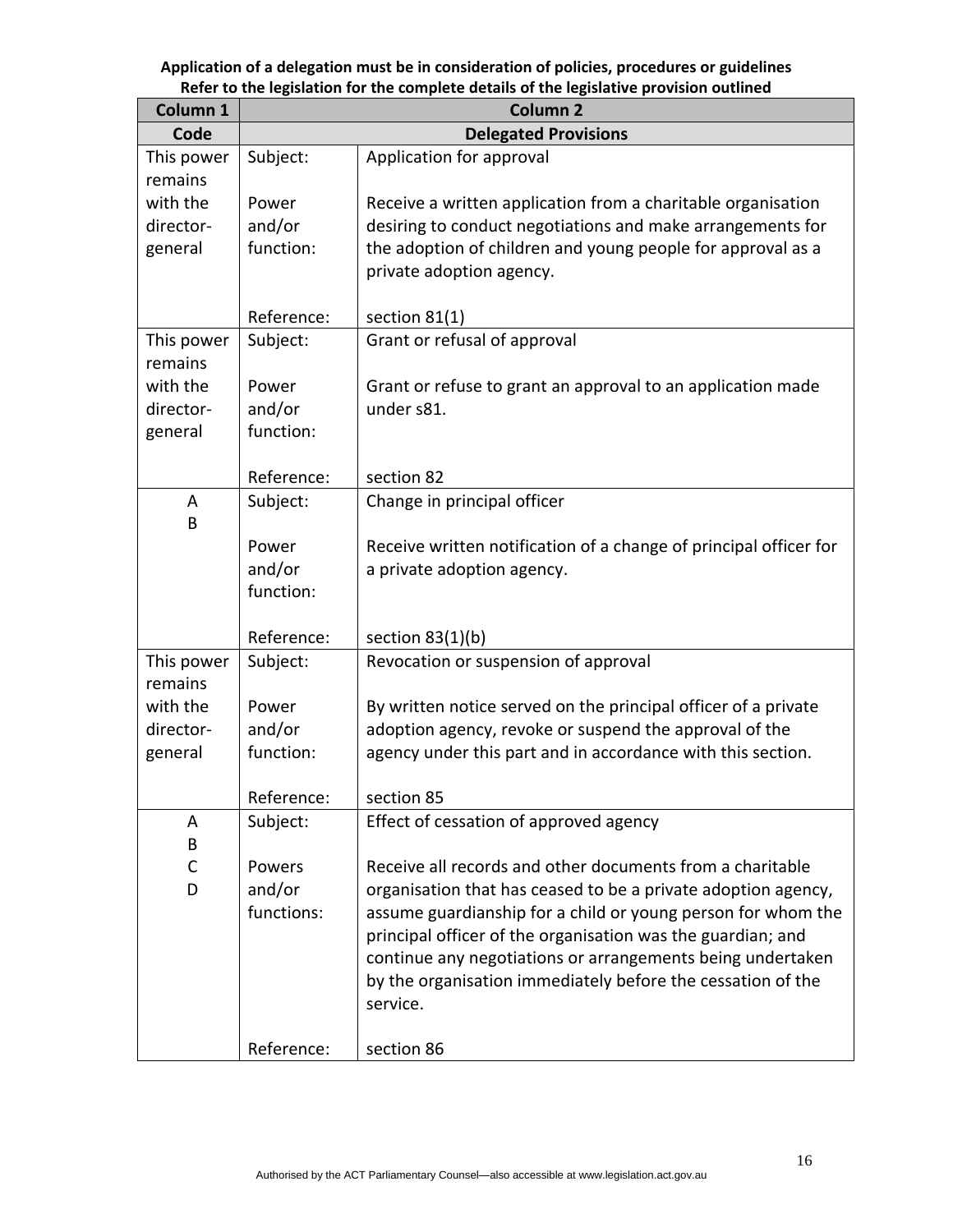**Application of a delegation must be in consideration of policies, procedures or guidelines**
**Refer to the legislation for the complete details of the legislative provision outlined**

| Column 1 | Column 2 | |
|---|---|---|
| **Code** | **Delegated Provisions** | |
| This power remains with the director-general | Subject: | Application for approval |
| | Power and/or function: | Receive a written application from a charitable organisation desiring to conduct negotiations and make arrangements for the adoption of children and young people for approval as a private adoption agency. |
| | Reference: | section 81(1) |
| This power remains with the director-general | Subject: | Grant or refusal of approval |
| | Power and/or function: | Grant or refuse to grant an approval to an application made under s81. |
| | Reference: | section 82 |
| A<br>B | Subject: | Change in principal officer |
| | Power and/or function: | Receive written notification of a change of principal officer for a private adoption agency. |
| | Reference: | section 83(1)(b) |
| This power remains with the director-general | Subject: | Revocation or suspension of approval |
| | Power and/or function: | By written notice served on the principal officer of a private adoption agency, revoke or suspend the approval of the agency under this part and in accordance with this section. |
| | Reference: | section 85 |
| A<br>B<br>C<br>D | Subject: | Effect of cessation of approved agency |
| | Powers and/or functions: | Receive all records and other documents from a charitable organisation that has ceased to be a private adoption agency, assume guardianship for a child or young person for whom the principal officer of the organisation was the guardian; and continue any negotiations or arrangements being undertaken by the organisation immediately before the cessation of the service. |
| | Reference: | section 86 |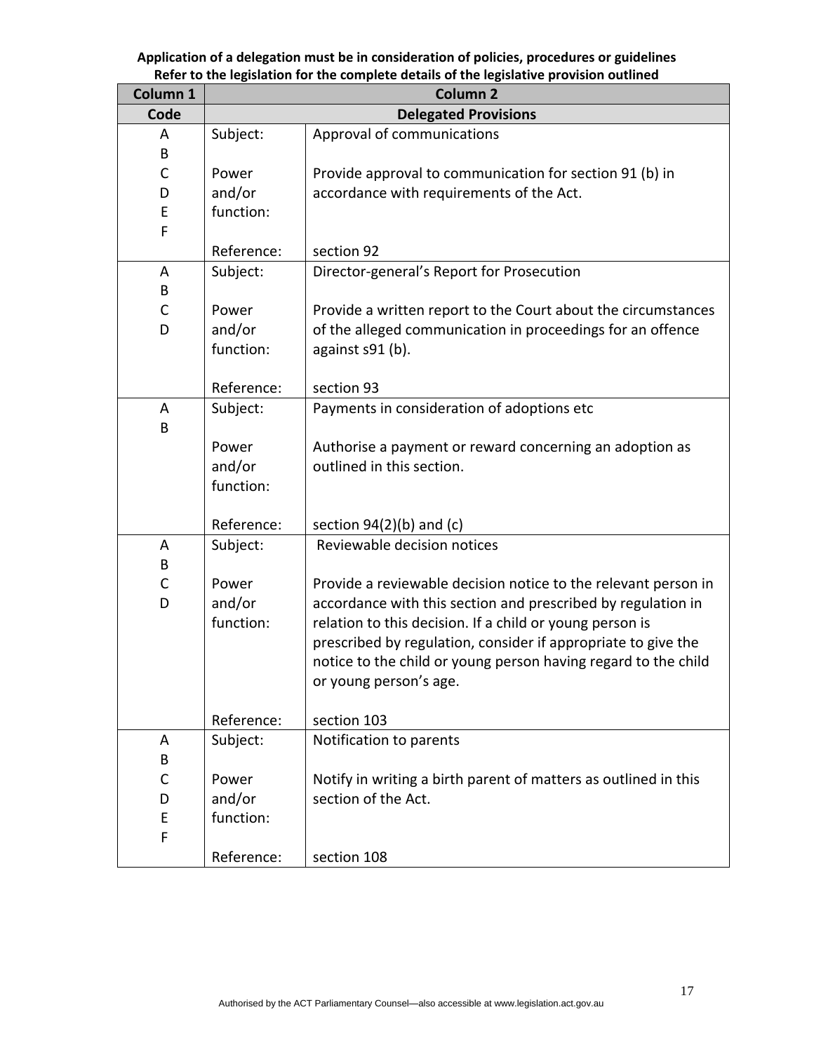**Application of a delegation must be in consideration of policies, procedures or guidelines**
**Refer to the legislation for the complete details of the legislative provision outlined**

| Column 1 | Column 2 | |
|---|---|---|
| **Code** | **Delegated Provisions** | |
| A B C D E F | Subject: | Approval of communications |
| | Power and/or function: | Provide approval to communication for section 91 (b) in accordance with requirements of the Act. |
| | Reference: | section 92 |
| A B C D | Subject: | Director-general's Report for Prosecution |
| | Power and/or function: | Provide a written report to the Court about the circumstances of the alleged communication in proceedings for an offence against s91 (b). |
| | Reference: | section 93 |
| A B | Subject: | Payments in consideration of adoptions etc |
| | Power and/or function: | Authorise a payment or reward concerning an adoption as outlined in this section. |
| | Reference: | section 94(2)(b) and (c) |
| A B C D | Subject: | Reviewable decision notices |
| | Power and/or function: | Provide a reviewable decision notice to the relevant person in accordance with this section and prescribed by regulation in relation to this decision. If a child or young person is prescribed by regulation, consider if appropriate to give the notice to the child or young person having regard to the child or young person's age. |
| | Reference: | section 103 |
| A B C D E F | Subject: | Notification to parents |
| | Power and/or function: | Notify in writing a birth parent of matters as outlined in this section of the Act. |
| | Reference: | section 108 |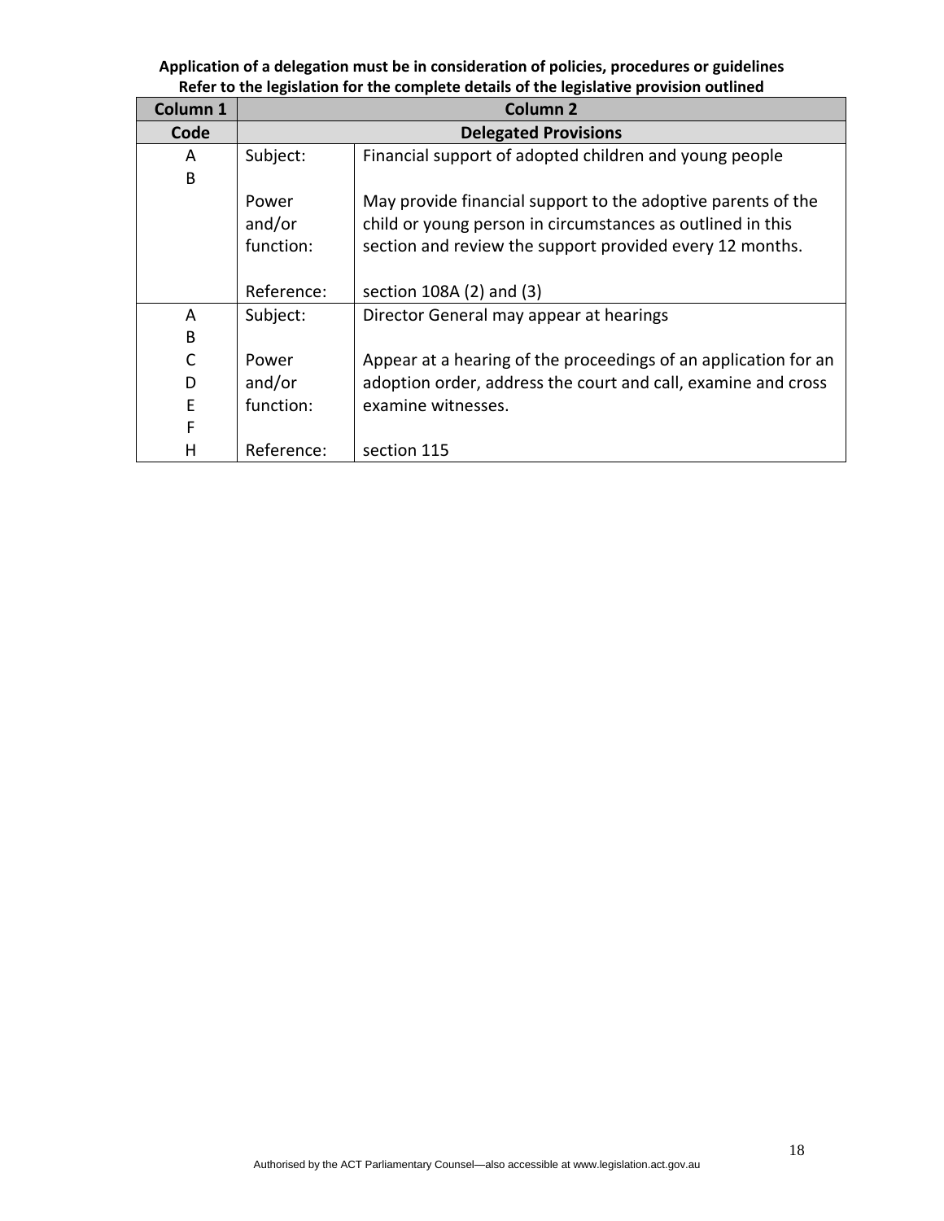**Application of a delegation must be in consideration of policies, procedures or guidelines**
**Refer to the legislation for the complete details of the legislative provision outlined**

| Column 1 | Column 2 | |
|---|---|---|
| **Code** | **Delegated Provisions** | |
| A<br>B | Subject: | Financial support of adopted children and young people |
| | Power and/or function: | May provide financial support to the adoptive parents of the child or young person in circumstances as outlined in this section and review the support provided every 12 months. |
| | Reference: | section 108A (2) and (3) |
| A<br>B<br>C<br>D<br>E<br>F<br>H | Subject: | Director General may appear at hearings |
| | Power and/or function: | Appear at a hearing of the proceedings of an application for an adoption order, address the court and call, examine and cross examine witnesses. |
| | Reference: | section 115 |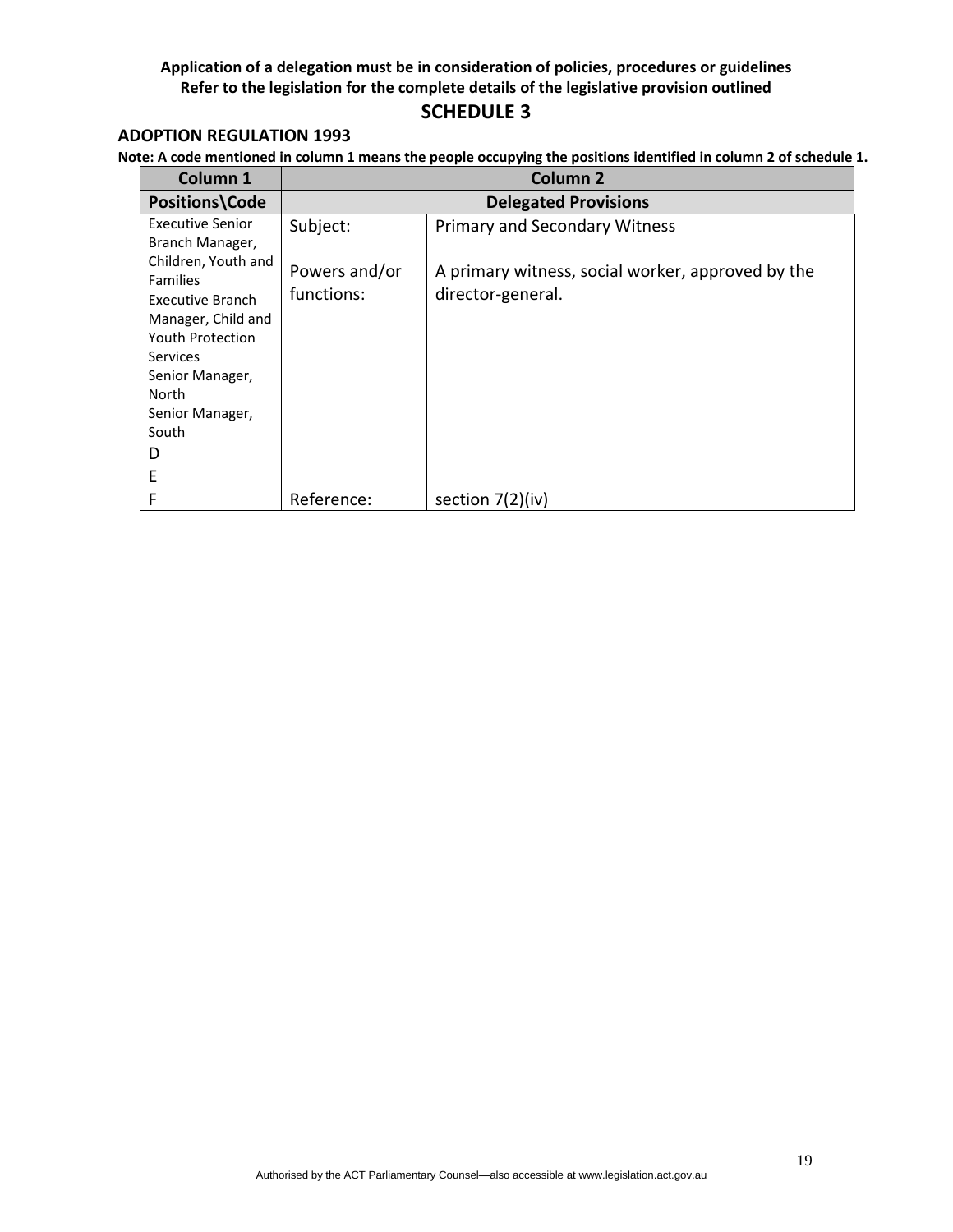**Application of a delegation must be in consideration of policies, procedures or guidelines**
**Refer to the legislation for the complete details of the legislative provision outlined**

# SCHEDULE 3

## ADOPTION REGULATION 1993

**Note: A code mentioned in column 1 means the people occupying the positions identified in column 2 of schedule 1.**

| Column 1 | Column 2 | |
|---|---|---|
| **Positions\Code** | **Delegated Provisions** | |
| Executive Senior Branch Manager, Children, Youth and Families<br>Executive Branch Manager, Child and Youth Protection Services<br>Senior Manager, North<br>Senior Manager, South<br>D<br>E<br>F | Subject: | Primary and Secondary Witness |
| | Powers and/or functions: | A primary witness, social worker, approved by the director-general. |
| | Reference: | section 7(2)(iv) |

Authorised by the ACT Parliamentary Counsel—also accessible at www.legislation.act.gov.au